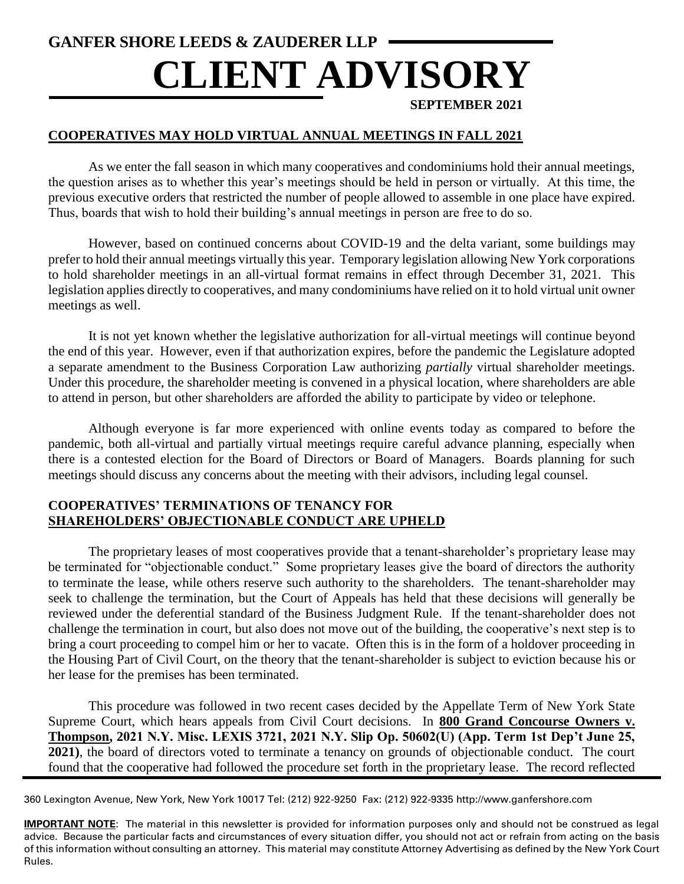# GANFER SHORE LEEDS & ZAUDERER LLP

# CLIENT ADVISORY

**SEPTEMBER 2021**

## COOPERATIVES MAY HOLD VIRTUAL ANNUAL MEETINGS IN FALL 2021

As we enter the fall season in which many cooperatives and condominiums hold their annual meetings, the question arises as to whether this year's meetings should be held in person or virtually. At this time, the previous executive orders that restricted the number of people allowed to assemble in one place have expired. Thus, boards that wish to hold their building's annual meetings in person are free to do so.

However, based on continued concerns about COVID-19 and the delta variant, some buildings may prefer to hold their annual meetings virtually this year. Temporary legislation allowing New York corporations to hold shareholder meetings in an all-virtual format remains in effect through December 31, 2021. This legislation applies directly to cooperatives, and many condominiums have relied on it to hold virtual unit owner meetings as well.

It is not yet known whether the legislative authorization for all-virtual meetings will continue beyond the end of this year. However, even if that authorization expires, before the pandemic the Legislature adopted a separate amendment to the Business Corporation Law authorizing *partially* virtual shareholder meetings. Under this procedure, the shareholder meeting is convened in a physical location, where shareholders are able to attend in person, but other shareholders are afforded the ability to participate by video or telephone.

Although everyone is far more experienced with online events today as compared to before the pandemic, both all-virtual and partially virtual meetings require careful advance planning, especially when there is a contested election for the Board of Directors or Board of Managers. Boards planning for such meetings should discuss any concerns about the meeting with their advisors, including legal counsel.

## COOPERATIVES' TERMINATIONS OF TENANCY FOR SHAREHOLDERS' OBJECTIONABLE CONDUCT ARE UPHELD

The proprietary leases of most cooperatives provide that a tenant-shareholder's proprietary lease may be terminated for "objectionable conduct." Some proprietary leases give the board of directors the authority to terminate the lease, while others reserve such authority to the shareholders. The tenant-shareholder may seek to challenge the termination, but the Court of Appeals has held that these decisions will generally be reviewed under the deferential standard of the Business Judgment Rule. If the tenant-shareholder does not challenge the termination in court, but also does not move out of the building, the cooperative's next step is to bring a court proceeding to compel him or her to vacate. Often this is in the form of a holdover proceeding in the Housing Part of Civil Court, on the theory that the tenant-shareholder is subject to eviction because his or her lease for the premises has been terminated.

This procedure was followed in two recent cases decided by the Appellate Term of New York State Supreme Court, which hears appeals from Civil Court decisions. In **800 Grand Concourse Owners v. Thompson, 2021 N.Y. Misc. LEXIS 3721, 2021 N.Y. Slip Op. 50602(U) (App. Term 1st Dep't June 25, 2021)**, the board of directors voted to terminate a tenancy on grounds of objectionable conduct. The court found that the cooperative had followed the procedure set forth in the proprietary lease. The record reflected

360 Lexington Avenue, New York, New York 10017 Tel: (212) 922-9250 Fax: (212) 922-9335 http://www.ganfershore.com

**IMPORTANT NOTE**: The material in this newsletter is provided for information purposes only and should not be construed as legal advice. Because the particular facts and circumstances of every situation differ, you should not act or refrain from acting on the basis of this information without consulting an attorney. This material may constitute Attorney Advertising as defined by the New York Court Rules.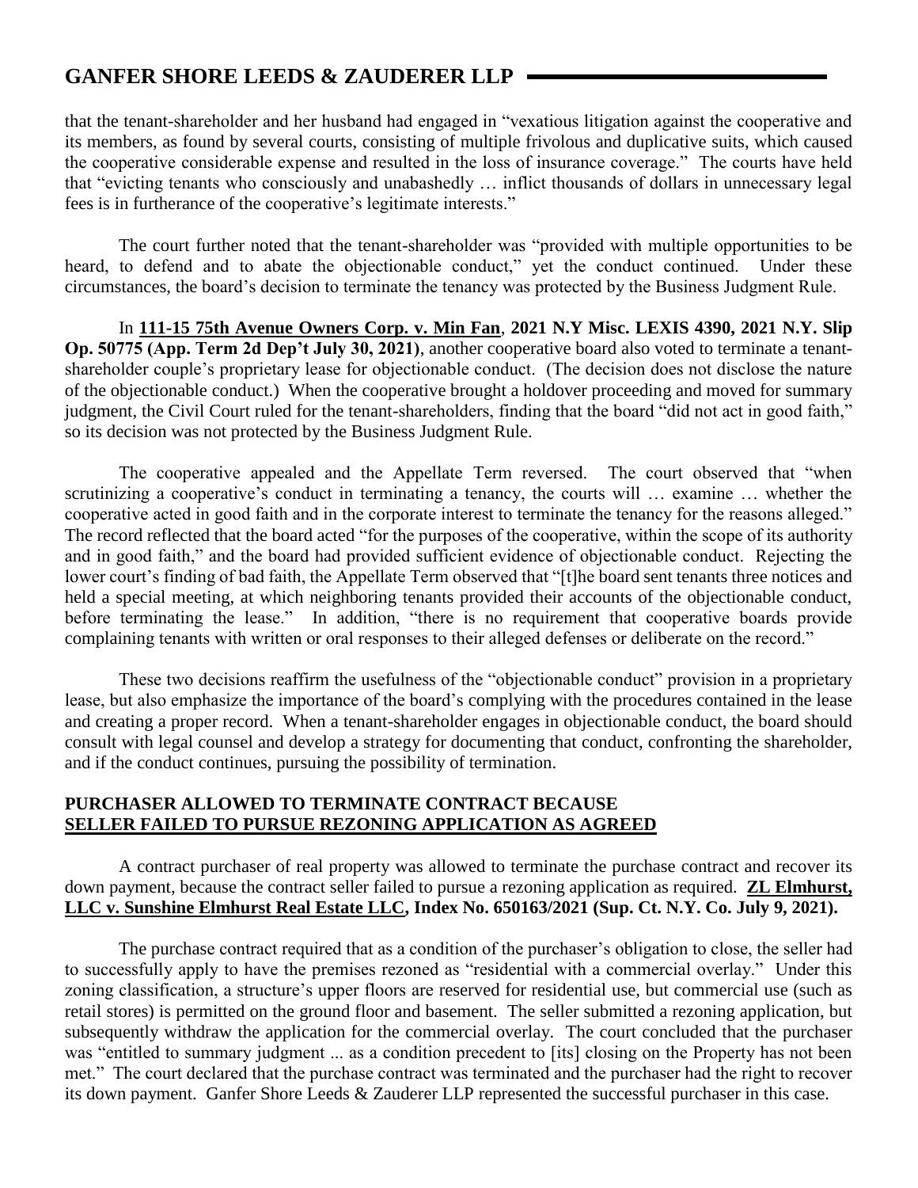that the tenant-shareholder and her husband had engaged in "vexatious litigation against the cooperative and its members, as found by several courts, consisting of multiple frivolous and duplicative suits, which caused the cooperative considerable expense and resulted in the loss of insurance coverage." The courts have held that "evicting tenants who consciously and unabashedly … inflict thousands of dollars in unnecessary legal fees is in furtherance of the cooperative's legitimate interests."

The court further noted that the tenant-shareholder was "provided with multiple opportunities to be heard, to defend and to abate the objectionable conduct," yet the conduct continued. Under these circumstances, the board's decision to terminate the tenancy was protected by the Business Judgment Rule.

In **111-15 75th Avenue Owners Corp. v. Min Fan**, **2021 N.Y Misc. LEXIS 4390, 2021 N.Y. Slip Op. 50775 (App. Term 2d Dep't July 30, 2021)**, another cooperative board also voted to terminate a tenant-shareholder couple's proprietary lease for objectionable conduct. (The decision does not disclose the nature of the objectionable conduct.) When the cooperative brought a holdover proceeding and moved for summary judgment, the Civil Court ruled for the tenant-shareholders, finding that the board "did not act in good faith," so its decision was not protected by the Business Judgment Rule.

The cooperative appealed and the Appellate Term reversed. The court observed that "when scrutinizing a cooperative's conduct in terminating a tenancy, the courts will … examine … whether the cooperative acted in good faith and in the corporate interest to terminate the tenancy for the reasons alleged." The record reflected that the board acted "for the purposes of the cooperative, within the scope of its authority and in good faith," and the board had provided sufficient evidence of objectionable conduct. Rejecting the lower court's finding of bad faith, the Appellate Term observed that "[t]he board sent tenants three notices and held a special meeting, at which neighboring tenants provided their accounts of the objectionable conduct, before terminating the lease." In addition, "there is no requirement that cooperative boards provide complaining tenants with written or oral responses to their alleged defenses or deliberate on the record."

These two decisions reaffirm the usefulness of the "objectionable conduct" provision in a proprietary lease, but also emphasize the importance of the board's complying with the procedures contained in the lease and creating a proper record. When a tenant-shareholder engages in objectionable conduct, the board should consult with legal counsel and develop a strategy for documenting that conduct, confronting the shareholder, and if the conduct continues, pursuing the possibility of termination.

## PURCHASER ALLOWED TO TERMINATE CONTRACT BECAUSE SELLER FAILED TO PURSUE REZONING APPLICATION AS AGREED

A contract purchaser of real property was allowed to terminate the purchase contract and recover its down payment, because the contract seller failed to pursue a rezoning application as required. **ZL Elmhurst, LLC v. Sunshine Elmhurst Real Estate LLC, Index No. 650163/2021 (Sup. Ct. N.Y. Co. July 9, 2021).**

The purchase contract required that as a condition of the purchaser's obligation to close, the seller had to successfully apply to have the premises rezoned as "residential with a commercial overlay." Under this zoning classification, a structure's upper floors are reserved for residential use, but commercial use (such as retail stores) is permitted on the ground floor and basement. The seller submitted a rezoning application, but subsequently withdraw the application for the commercial overlay. The court concluded that the purchaser was "entitled to summary judgment ... as a condition precedent to [its] closing on the Property has not been met." The court declared that the purchase contract was terminated and the purchaser had the right to recover its down payment. Ganfer Shore Leeds & Zauderer LLP represented the successful purchaser in this case.